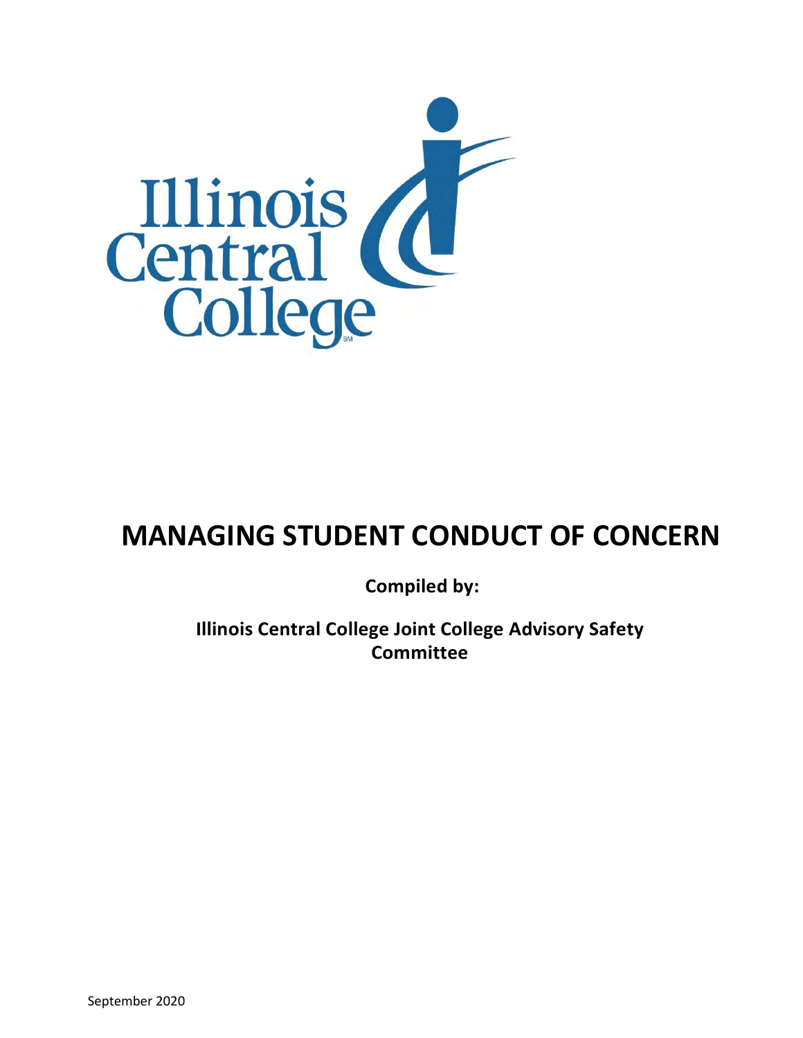# MANAGING STUDENT CONDUCT OF CONCERN

**Compiled by:**

**Illinois Central College Joint College Advisory Safety Committee**

September 2020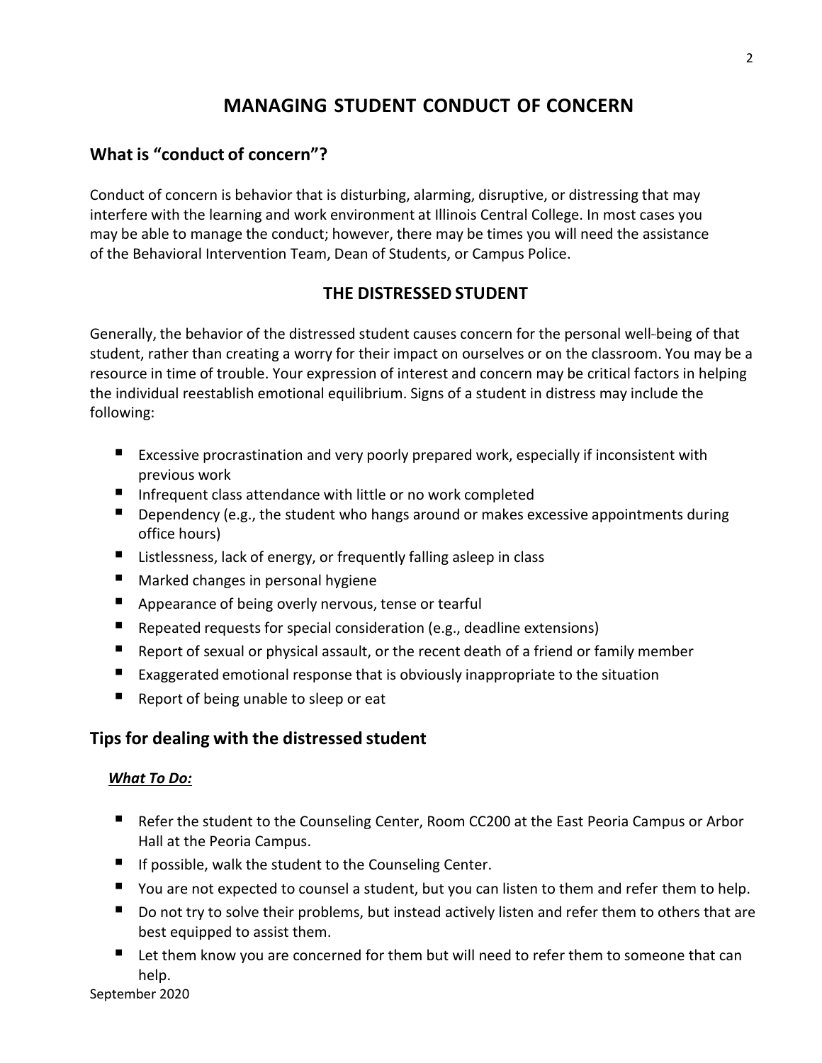# MANAGING STUDENT CONDUCT OF CONCERN

## What is "conduct of concern"?

Conduct of concern is behavior that is disturbing, alarming, disruptive, or distressing that may interfere with the learning and work environment at Illinois Central College. In most cases you may be able to manage the conduct; however, there may be times you will need the assistance of the Behavioral Intervention Team, Dean of Students, or Campus Police.

## THE DISTRESSED STUDENT

Generally, the behavior of the distressed student causes concern for the personal well-being of that student, rather than creating a worry for their impact on ourselves or on the classroom. You may be a resource in time of trouble. Your expression of interest and concern may be critical factors in helping the individual reestablish emotional equilibrium. Signs of a student in distress may include the following:

- Excessive procrastination and very poorly prepared work, especially if inconsistent with previous work
- Infrequent class attendance with little or no work completed
- Dependency (e.g., the student who hangs around or makes excessive appointments during office hours)
- Listlessness, lack of energy, or frequently falling asleep in class
- Marked changes in personal hygiene
- Appearance of being overly nervous, tense or tearful
- Repeated requests for special consideration (e.g., deadline extensions)
- Report of sexual or physical assault, or the recent death of a friend or family member
- Exaggerated emotional response that is obviously inappropriate to the situation
- Report of being unable to sleep or eat

## Tips for dealing with the distressed student

***What To Do:***

- Refer the student to the Counseling Center, Room CC200 at the East Peoria Campus or Arbor Hall at the Peoria Campus.
- If possible, walk the student to the Counseling Center.
- You are not expected to counsel a student, but you can listen to them and refer them to help.
- Do not try to solve their problems, but instead actively listen and refer them to others that are best equipped to assist them.
- Let them know you are concerned for them but will need to refer them to someone that can help.

September 2020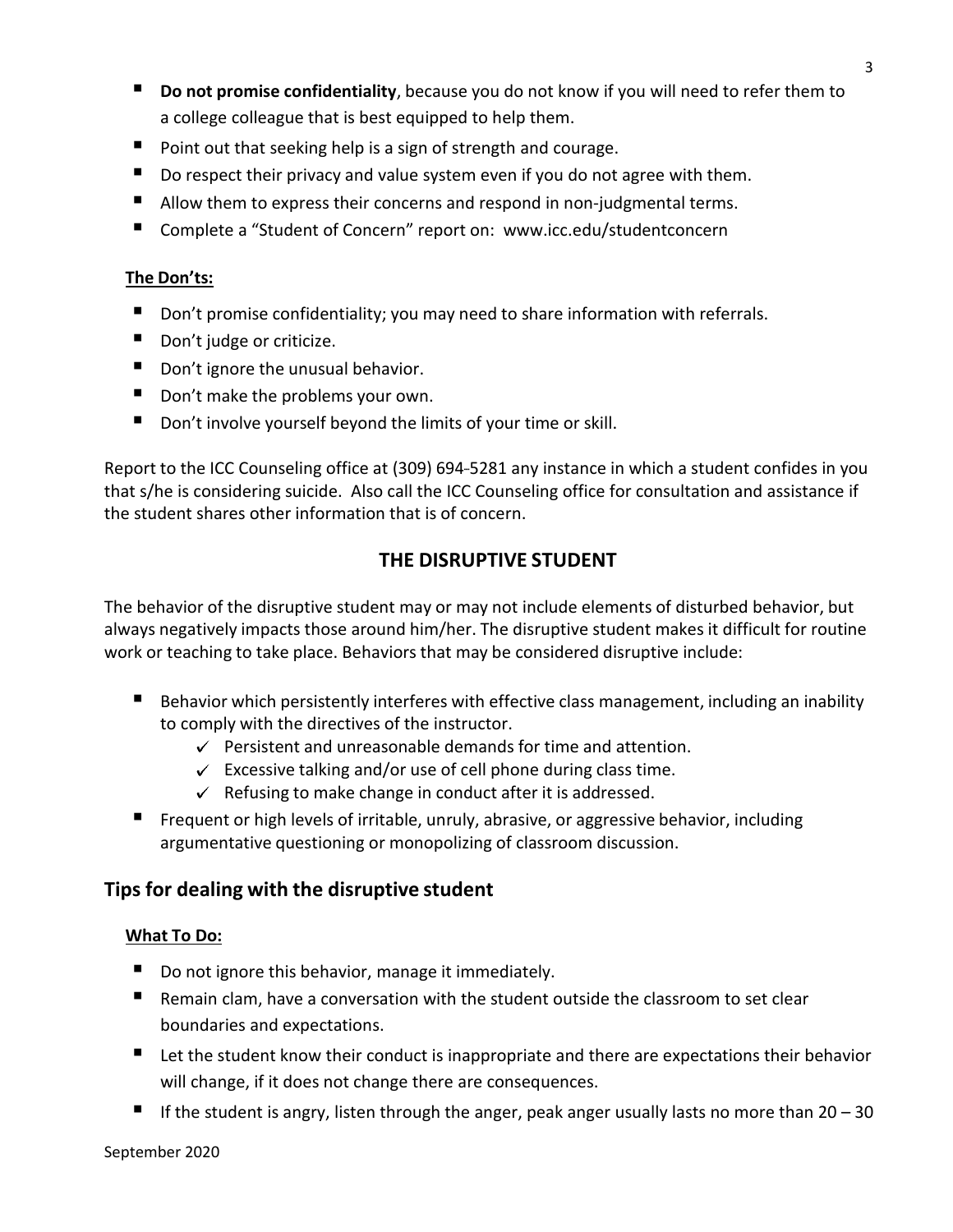- **Do not promise confidentiality**, because you do not know if you will need to refer them to a college colleague that is best equipped to help them.
- Point out that seeking help is a sign of strength and courage.
- Do respect their privacy and value system even if you do not agree with them.
- Allow them to express their concerns and respond in non-judgmental terms.
- Complete a "Student of Concern" report on: www.icc.edu/studentconcern

**The Don'ts:**

- Don't promise confidentiality; you may need to share information with referrals.
- Don't judge or criticize.
- Don't ignore the unusual behavior.
- Don't make the problems your own.
- Don't involve yourself beyond the limits of your time or skill.

Report to the ICC Counseling office at (309) 694-5281 any instance in which a student confides in you that s/he is considering suicide. Also call the ICC Counseling office for consultation and assistance if the student shares other information that is of concern.

## THE DISRUPTIVE STUDENT

The behavior of the disruptive student may or may not include elements of disturbed behavior, but always negatively impacts those around him/her. The disruptive student makes it difficult for routine work or teaching to take place. Behaviors that may be considered disruptive include:

- Behavior which persistently interferes with effective class management, including an inability to comply with the directives of the instructor.
  - ✓ Persistent and unreasonable demands for time and attention.
  - ✓ Excessive talking and/or use of cell phone during class time.
  - ✓ Refusing to make change in conduct after it is addressed.
- Frequent or high levels of irritable, unruly, abrasive, or aggressive behavior, including argumentative questioning or monopolizing of classroom discussion.

## Tips for dealing with the disruptive student

**What To Do:**

- Do not ignore this behavior, manage it immediately.
- Remain clam, have a conversation with the student outside the classroom to set clear boundaries and expectations.
- Let the student know their conduct is inappropriate and there are expectations their behavior will change, if it does not change there are consequences.
- If the student is angry, listen through the anger, peak anger usually lasts no more than 20 – 30

September 2020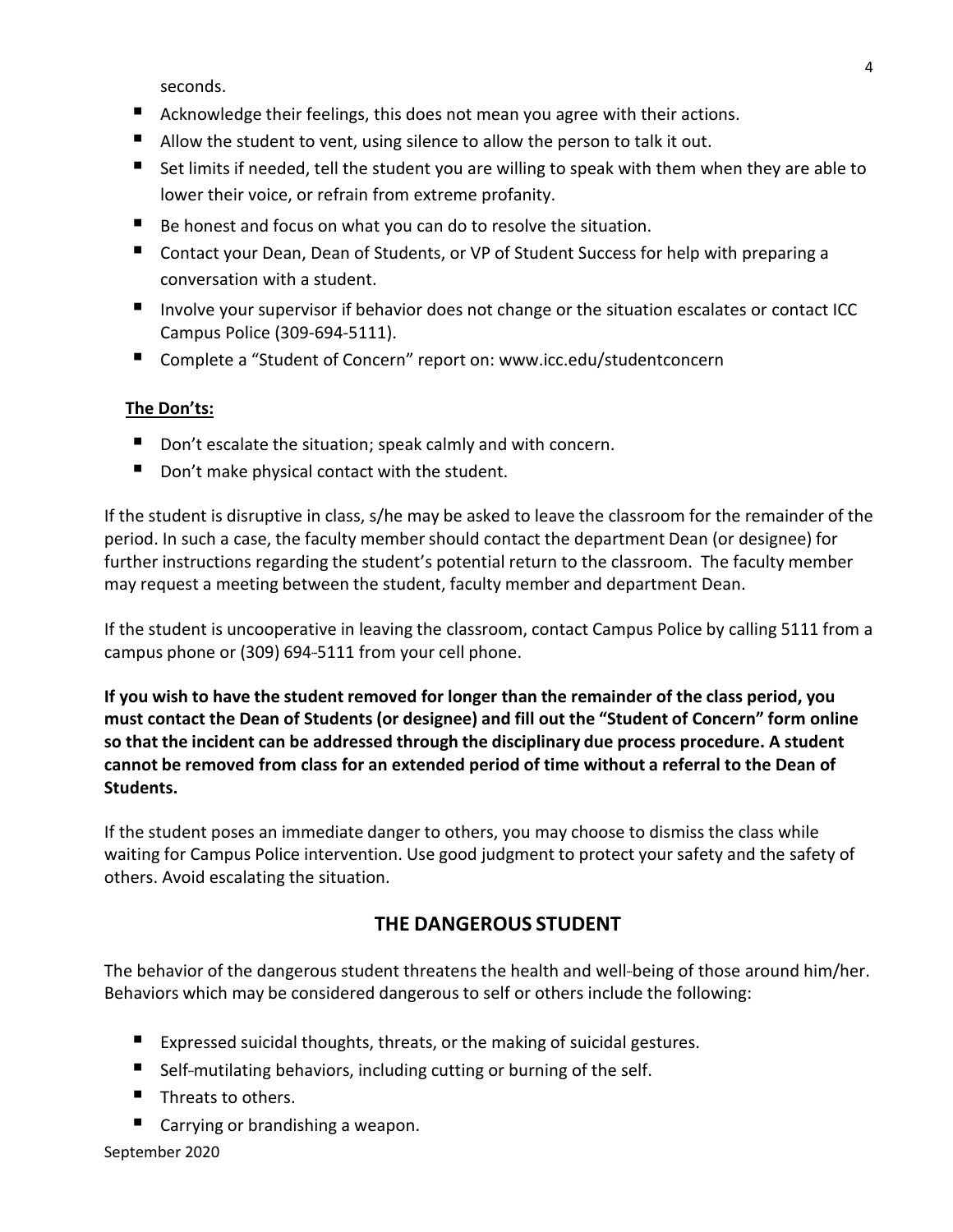seconds.

- Acknowledge their feelings, this does not mean you agree with their actions.
- Allow the student to vent, using silence to allow the person to talk it out.
- Set limits if needed, tell the student you are willing to speak with them when they are able to lower their voice, or refrain from extreme profanity.
- Be honest and focus on what you can do to resolve the situation.
- Contact your Dean, Dean of Students, or VP of Student Success for help with preparing a conversation with a student.
- Involve your supervisor if behavior does not change or the situation escalates or contact ICC Campus Police (309-694-5111).
- Complete a "Student of Concern" report on: www.icc.edu/studentconcern

**The Don'ts:**

- Don't escalate the situation; speak calmly and with concern.
- Don't make physical contact with the student.

If the student is disruptive in class, s/he may be asked to leave the classroom for the remainder of the period. In such a case, the faculty member should contact the department Dean (or designee) for further instructions regarding the student's potential return to the classroom. The faculty member may request a meeting between the student, faculty member and department Dean.

If the student is uncooperative in leaving the classroom, contact Campus Police by calling 5111 from a campus phone or (309) 694-5111 from your cell phone.

**If you wish to have the student removed for longer than the remainder of the class period, you must contact the Dean of Students (or designee) and fill out the "Student of Concern" form online so that the incident can be addressed through the disciplinary due process procedure. A student cannot be removed from class for an extended period of time without a referral to the Dean of Students.**

If the student poses an immediate danger to others, you may choose to dismiss the class while waiting for Campus Police intervention. Use good judgment to protect your safety and the safety of others. Avoid escalating the situation.

## THE DANGEROUS STUDENT

The behavior of the dangerous student threatens the health and well-being of those around him/her. Behaviors which may be considered dangerous to self or others include the following:

- Expressed suicidal thoughts, threats, or the making of suicidal gestures.
- Self-mutilating behaviors, including cutting or burning of the self.
- Threats to others.
- Carrying or brandishing a weapon.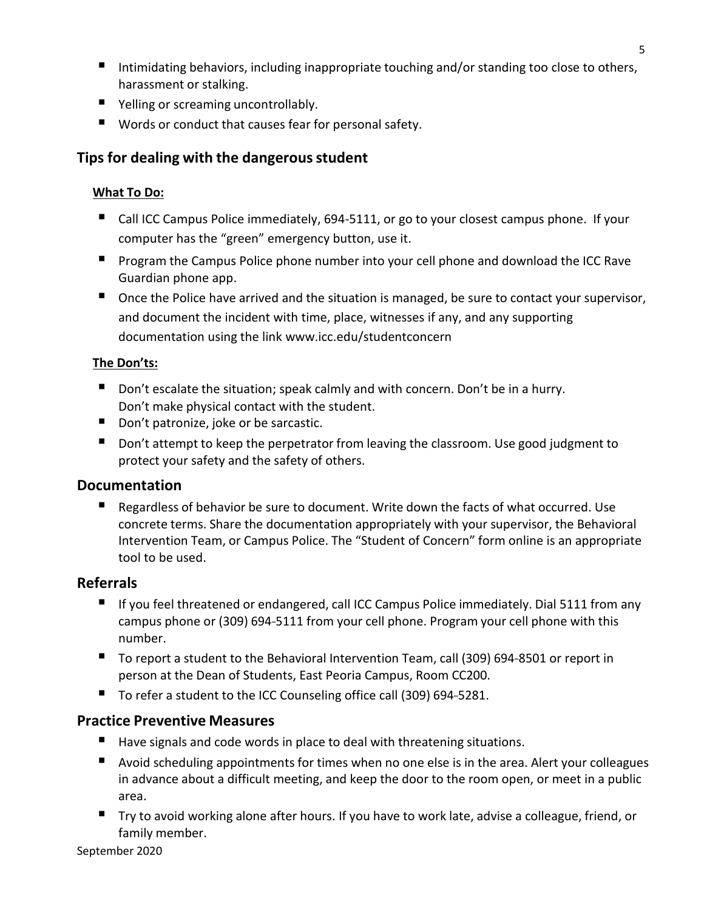- Intimidating behaviors, including inappropriate touching and/or standing too close to others, harassment or stalking.
- Yelling or screaming uncontrollably.
- Words or conduct that causes fear for personal safety.

## Tips for dealing with the dangerous student

### What To Do:

- Call ICC Campus Police immediately, 694-5111, or go to your closest campus phone. If your computer has the "green" emergency button, use it.
- Program the Campus Police phone number into your cell phone and download the ICC Rave Guardian phone app.
- Once the Police have arrived and the situation is managed, be sure to contact your supervisor, and document the incident with time, place, witnesses if any, and any supporting documentation using the link www.icc.edu/studentconcern

### The Don'ts:

- Don't escalate the situation; speak calmly and with concern. Don't be in a hurry. Don't make physical contact with the student.
- Don't patronize, joke or be sarcastic.
- Don't attempt to keep the perpetrator from leaving the classroom. Use good judgment to protect your safety and the safety of others.

## Documentation

- Regardless of behavior be sure to document. Write down the facts of what occurred. Use concrete terms. Share the documentation appropriately with your supervisor, the Behavioral Intervention Team, or Campus Police. The "Student of Concern" form online is an appropriate tool to be used.

## Referrals

- If you feel threatened or endangered, call ICC Campus Police immediately. Dial 5111 from any campus phone or (309) 694-5111 from your cell phone. Program your cell phone with this number.
- To report a student to the Behavioral Intervention Team, call (309) 694-8501 or report in person at the Dean of Students, East Peoria Campus, Room CC200.
- To refer a student to the ICC Counseling office call (309) 694-5281.

## Practice Preventive Measures

- Have signals and code words in place to deal with threatening situations.
- Avoid scheduling appointments for times when no one else is in the area. Alert your colleagues in advance about a difficult meeting, and keep the door to the room open, or meet in a public area.
- Try to avoid working alone after hours. If you have to work late, advise a colleague, friend, or family member.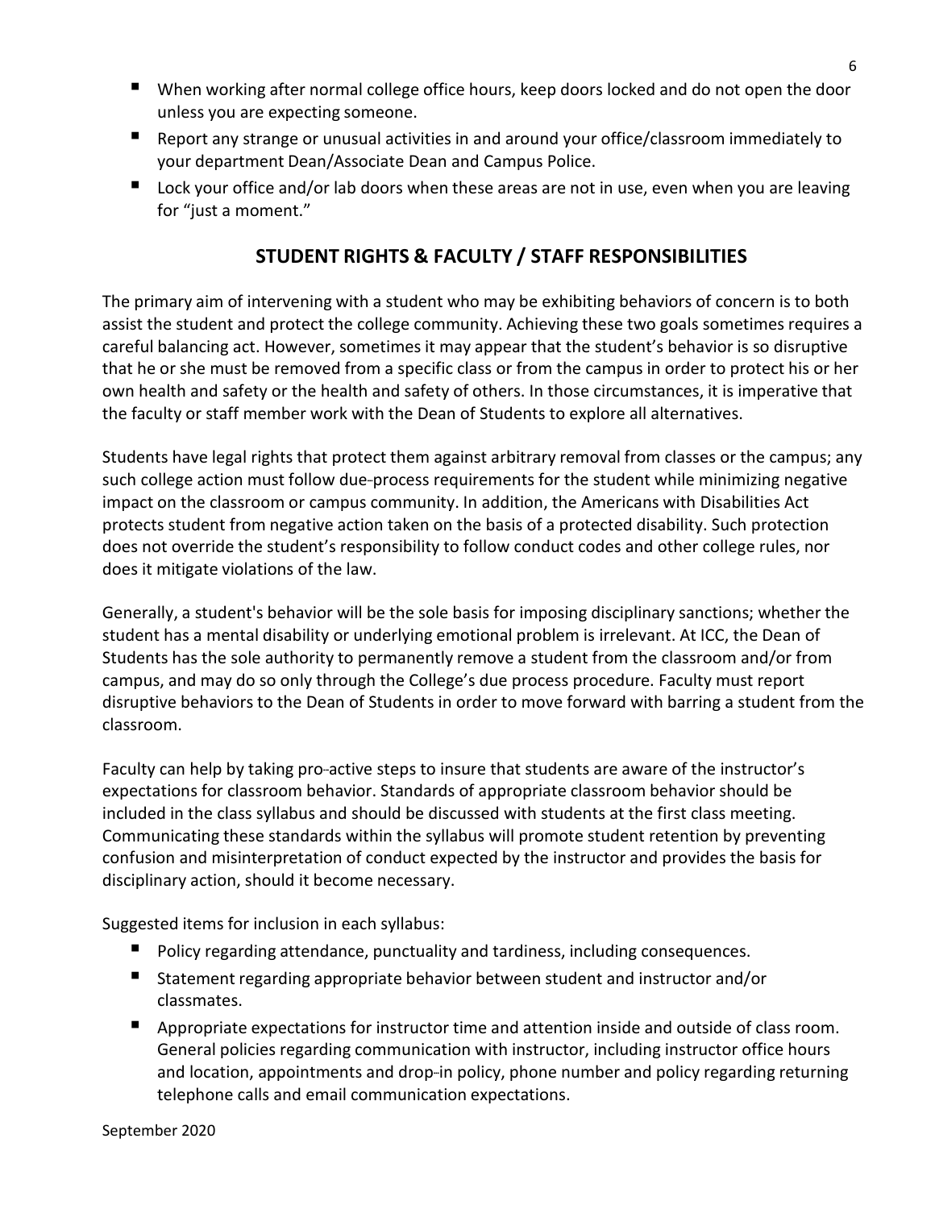- When working after normal college office hours, keep doors locked and do not open the door unless you are expecting someone.
- Report any strange or unusual activities in and around your office/classroom immediately to your department Dean/Associate Dean and Campus Police.
- Lock your office and/or lab doors when these areas are not in use, even when you are leaving for "just a moment."

## STUDENT RIGHTS & FACULTY / STAFF RESPONSIBILITIES

The primary aim of intervening with a student who may be exhibiting behaviors of concern is to both assist the student and protect the college community. Achieving these two goals sometimes requires a careful balancing act. However, sometimes it may appear that the student's behavior is so disruptive that he or she must be removed from a specific class or from the campus in order to protect his or her own health and safety or the health and safety of others. In those circumstances, it is imperative that the faculty or staff member work with the Dean of Students to explore all alternatives.

Students have legal rights that protect them against arbitrary removal from classes or the campus; any such college action must follow due-process requirements for the student while minimizing negative impact on the classroom or campus community. In addition, the Americans with Disabilities Act protects student from negative action taken on the basis of a protected disability. Such protection does not override the student's responsibility to follow conduct codes and other college rules, nor does it mitigate violations of the law.

Generally, a student's behavior will be the sole basis for imposing disciplinary sanctions; whether the student has a mental disability or underlying emotional problem is irrelevant. At ICC, the Dean of Students has the sole authority to permanently remove a student from the classroom and/or from campus, and may do so only through the College's due process procedure. Faculty must report disruptive behaviors to the Dean of Students in order to move forward with barring a student from the classroom.

Faculty can help by taking pro-active steps to insure that students are aware of the instructor's expectations for classroom behavior. Standards of appropriate classroom behavior should be included in the class syllabus and should be discussed with students at the first class meeting. Communicating these standards within the syllabus will promote student retention by preventing confusion and misinterpretation of conduct expected by the instructor and provides the basis for disciplinary action, should it become necessary.

Suggested items for inclusion in each syllabus:

- Policy regarding attendance, punctuality and tardiness, including consequences.
- Statement regarding appropriate behavior between student and instructor and/or classmates.
- Appropriate expectations for instructor time and attention inside and outside of class room. General policies regarding communication with instructor, including instructor office hours and location, appointments and drop-in policy, phone number and policy regarding returning telephone calls and email communication expectations.

September 2020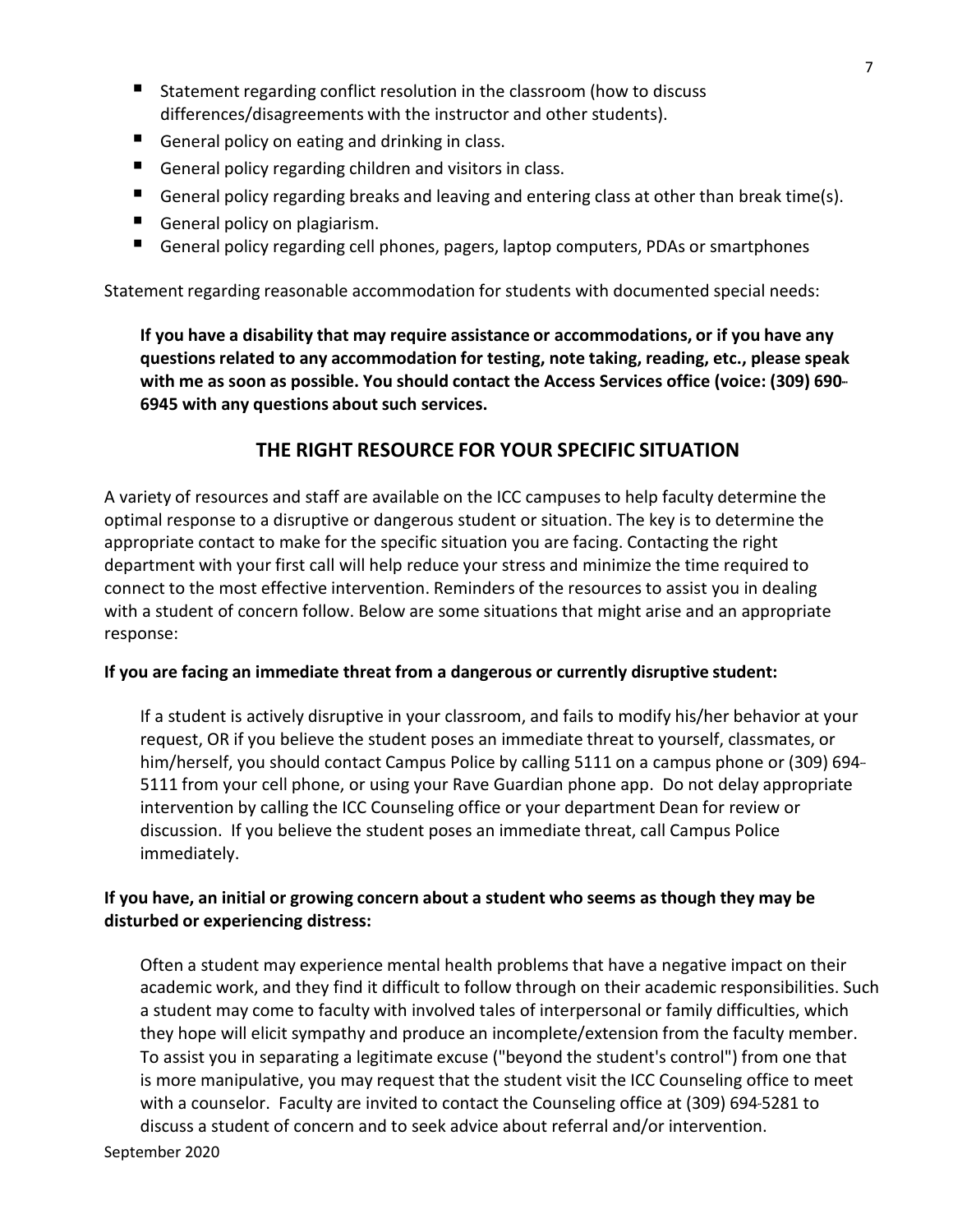- Statement regarding conflict resolution in the classroom (how to discuss differences/disagreements with the instructor and other students).
- General policy on eating and drinking in class.
- General policy regarding children and visitors in class.
- General policy regarding breaks and leaving and entering class at other than break time(s).
- General policy on plagiarism.
- General policy regarding cell phones, pagers, laptop computers, PDAs or smartphones

Statement regarding reasonable accommodation for students with documented special needs:

> **If you have a disability that may require assistance or accommodations, or if you have any questions related to any accommodation for testing, note taking, reading, etc., please speak with me as soon as possible. You should contact the Access Services office (voice: (309) 690-6945 with any questions about such services.**

## THE RIGHT RESOURCE FOR YOUR SPECIFIC SITUATION

A variety of resources and staff are available on the ICC campuses to help faculty determine the optimal response to a disruptive or dangerous student or situation. The key is to determine the appropriate contact to make for the specific situation you are facing. Contacting the right department with your first call will help reduce your stress and minimize the time required to connect to the most effective intervention. Reminders of the resources to assist you in dealing with a student of concern follow. Below are some situations that might arise and an appropriate response:

**If you are facing an immediate threat from a dangerous or currently disruptive student:**

> If a student is actively disruptive in your classroom, and fails to modify his/her behavior at your request, OR if you believe the student poses an immediate threat to yourself, classmates, or him/herself, you should contact Campus Police by calling 5111 on a campus phone or (309) 694-5111 from your cell phone, or using your Rave Guardian phone app. Do not delay appropriate intervention by calling the ICC Counseling office or your department Dean for review or discussion. If you believe the student poses an immediate threat, call Campus Police immediately.

**If you have, an initial or growing concern about a student who seems as though they may be disturbed or experiencing distress:**

> Often a student may experience mental health problems that have a negative impact on their academic work, and they find it difficult to follow through on their academic responsibilities. Such a student may come to faculty with involved tales of interpersonal or family difficulties, which they hope will elicit sympathy and produce an incomplete/extension from the faculty member. To assist you in separating a legitimate excuse ("beyond the student's control") from one that is more manipulative, you may request that the student visit the ICC Counseling office to meet with a counselor. Faculty are invited to contact the Counseling office at (309) 694-5281 to discuss a student of concern and to seek advice about referral and/or intervention.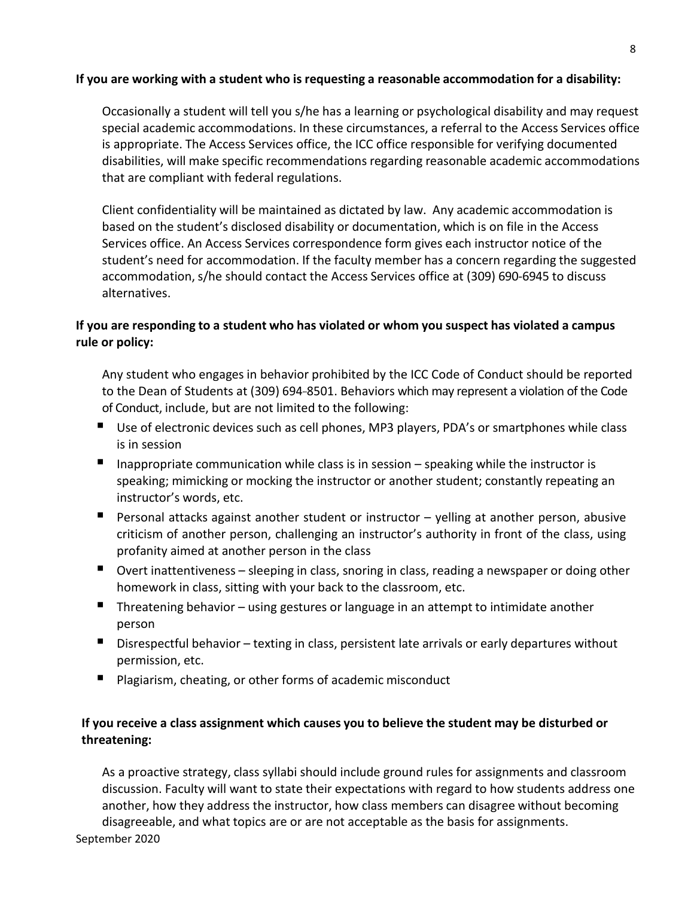**If you are working with a student who is requesting a reasonable accommodation for a disability:**

Occasionally a student will tell you s/he has a learning or psychological disability and may request special academic accommodations. In these circumstances, a referral to the Access Services office is appropriate. The Access Services office, the ICC office responsible for verifying documented disabilities, will make specific recommendations regarding reasonable academic accommodations that are compliant with federal regulations.

Client confidentiality will be maintained as dictated by law. Any academic accommodation is based on the student's disclosed disability or documentation, which is on file in the Access Services office. An Access Services correspondence form gives each instructor notice of the student's need for accommodation. If the faculty member has a concern regarding the suggested accommodation, s/he should contact the Access Services office at (309) 690-6945 to discuss alternatives.

**If you are responding to a student who has violated or whom you suspect has violated a campus rule or policy:**

Any student who engages in behavior prohibited by the ICC Code of Conduct should be reported to the Dean of Students at (309) 694-8501. Behaviors which may represent a violation of the Code of Conduct, include, but are not limited to the following:

- Use of electronic devices such as cell phones, MP3 players, PDA's or smartphones while class is in session
- Inappropriate communication while class is in session – speaking while the instructor is speaking; mimicking or mocking the instructor or another student; constantly repeating an instructor's words, etc.
- Personal attacks against another student or instructor – yelling at another person, abusive criticism of another person, challenging an instructor's authority in front of the class, using profanity aimed at another person in the class
- Overt inattentiveness – sleeping in class, snoring in class, reading a newspaper or doing other homework in class, sitting with your back to the classroom, etc.
- Threatening behavior – using gestures or language in an attempt to intimidate another person
- Disrespectful behavior – texting in class, persistent late arrivals or early departures without permission, etc.
- Plagiarism, cheating, or other forms of academic misconduct

**If you receive a class assignment which causes you to believe the student may be disturbed or threatening:**

As a proactive strategy, class syllabi should include ground rules for assignments and classroom discussion. Faculty will want to state their expectations with regard to how students address one another, how they address the instructor, how class members can disagree without becoming disagreeable, and what topics are or are not acceptable as the basis for assignments.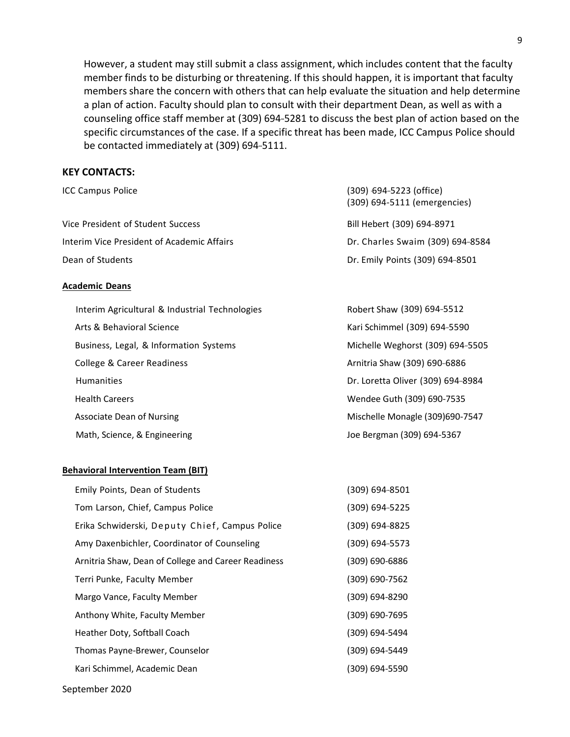However, a student may still submit a class assignment, which includes content that the faculty member finds to be disturbing or threatening. If this should happen, it is important that faculty members share the concern with others that can help evaluate the situation and help determine a plan of action. Faculty should plan to consult with their department Dean, as well as with a counseling office staff member at (309) 694-5281 to discuss the best plan of action based on the specific circumstances of the case. If a specific threat has been made, ICC Campus Police should be contacted immediately at (309) 694-5111.

## KEY CONTACTS:

| | |
|---|---|
| ICC Campus Police | (309) 694-5223 (office)<br>(309) 694-5111 (emergencies) |
| Vice President of Student Success | Bill Hebert (309) 694-8971 |
| Interim Vice President of Academic Affairs | Dr. Charles Swaim (309) 694-8584 |
| Dean of Students | Dr. Emily Points (309) 694-8501 |

### Academic Deans

| | |
|---|---|
| Interim Agricultural & Industrial Technologies | Robert Shaw (309) 694-5512 |
| Arts & Behavioral Science | Kari Schimmel (309) 694-5590 |
| Business, Legal, & Information Systems | Michelle Weghorst (309) 694-5505 |
| College & Career Readiness | Arnitria Shaw (309) 690-6886 |
| Humanities | Dr. Loretta Oliver (309) 694-8984 |
| Health Careers | Wendee Guth (309) 690-7535 |
| Associate Dean of Nursing | Mischelle Monagle (309)690-7547 |
| Math, Science, & Engineering | Joe Bergman (309) 694-5367 |

### Behavioral Intervention Team (BIT)

| | |
|---|---|
| Emily Points, Dean of Students | (309) 694-8501 |
| Tom Larson, Chief, Campus Police | (309) 694-5225 |
| Erika Schwiderski, Deputy Chief, Campus Police | (309) 694-8825 |
| Amy Daxenbichler, Coordinator of Counseling | (309) 694-5573 |
| Arnitria Shaw, Dean of College and Career Readiness | (309) 690-6886 |
| Terri Punke, Faculty Member | (309) 690-7562 |
| Margo Vance, Faculty Member | (309) 694-8290 |
| Anthony White, Faculty Member | (309) 690-7695 |
| Heather Doty, Softball Coach | (309) 694-5494 |
| Thomas Payne-Brewer, Counselor | (309) 694-5449 |
| Kari Schimmel, Academic Dean | (309) 694-5590 |

September 2020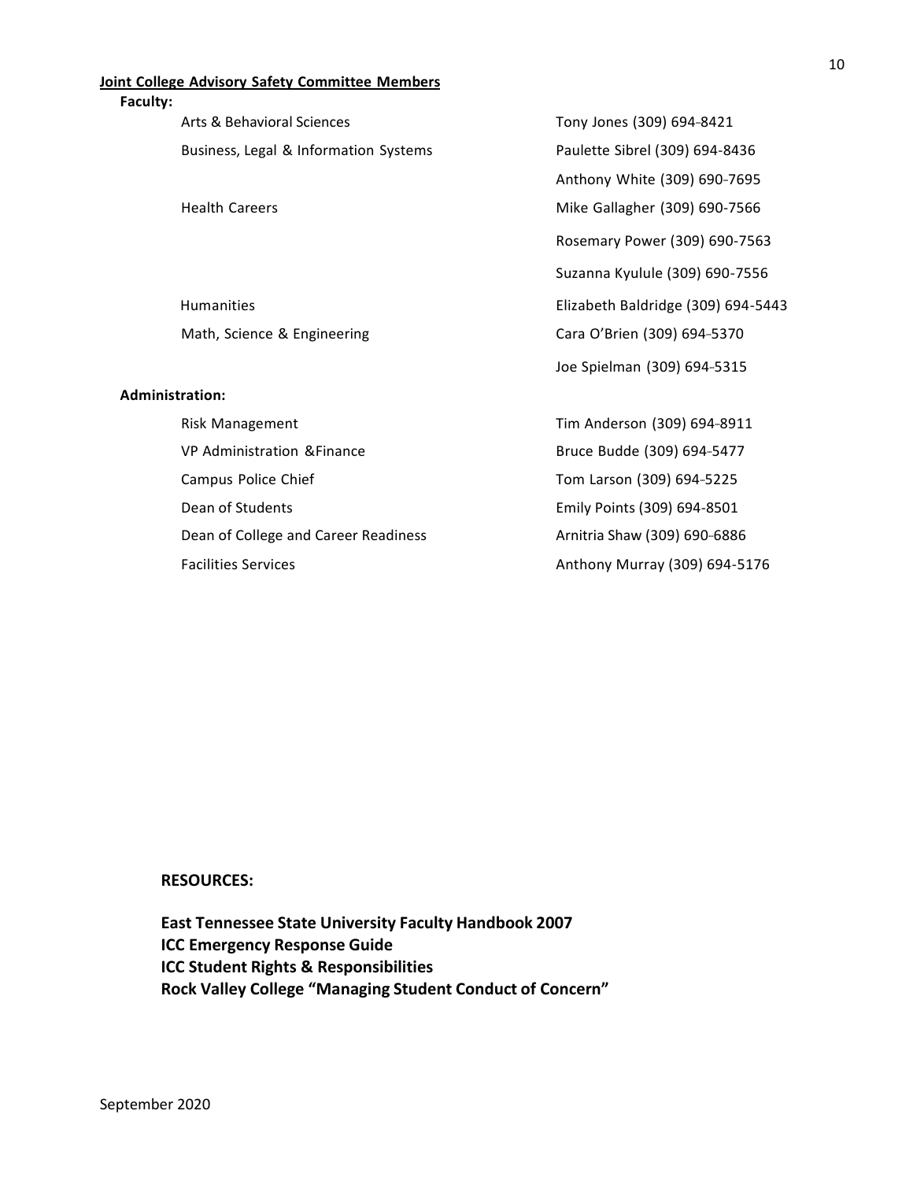**Joint College Advisory Safety Committee Members**

**Faculty:**

| | |
|---|---|
| Arts & Behavioral Sciences | Tony Jones (309) 694-8421 |
| Business, Legal & Information Systems | Paulette Sibrel (309) 694-8436 |
| | Anthony White (309) 690-7695 |
| Health Careers | Mike Gallagher (309) 690-7566 |
| | Rosemary Power (309) 690-7563 |
| | Suzanna Kyulule (309) 690-7556 |
| Humanities | Elizabeth Baldridge (309) 694-5443 |
| Math, Science & Engineering | Cara O'Brien (309) 694-5370 |
| | Joe Spielman (309) 694-5315 |

**Administration:**

| | |
|---|---|
| Risk Management | Tim Anderson (309) 694-8911 |
| VP Administration &Finance | Bruce Budde (309) 694-5477 |
| Campus Police Chief | Tom Larson (309) 694-5225 |
| Dean of Students | Emily Points (309) 694-8501 |
| Dean of College and Career Readiness | Arnitria Shaw (309) 690-6886 |
| Facilities Services | Anthony Murray (309) 694-5176 |

**RESOURCES:**

**East Tennessee State University Faculty Handbook 2007**
**ICC Emergency Response Guide**
**ICC Student Rights & Responsibilities**
**Rock Valley College "Managing Student Conduct of Concern"**

September 2020